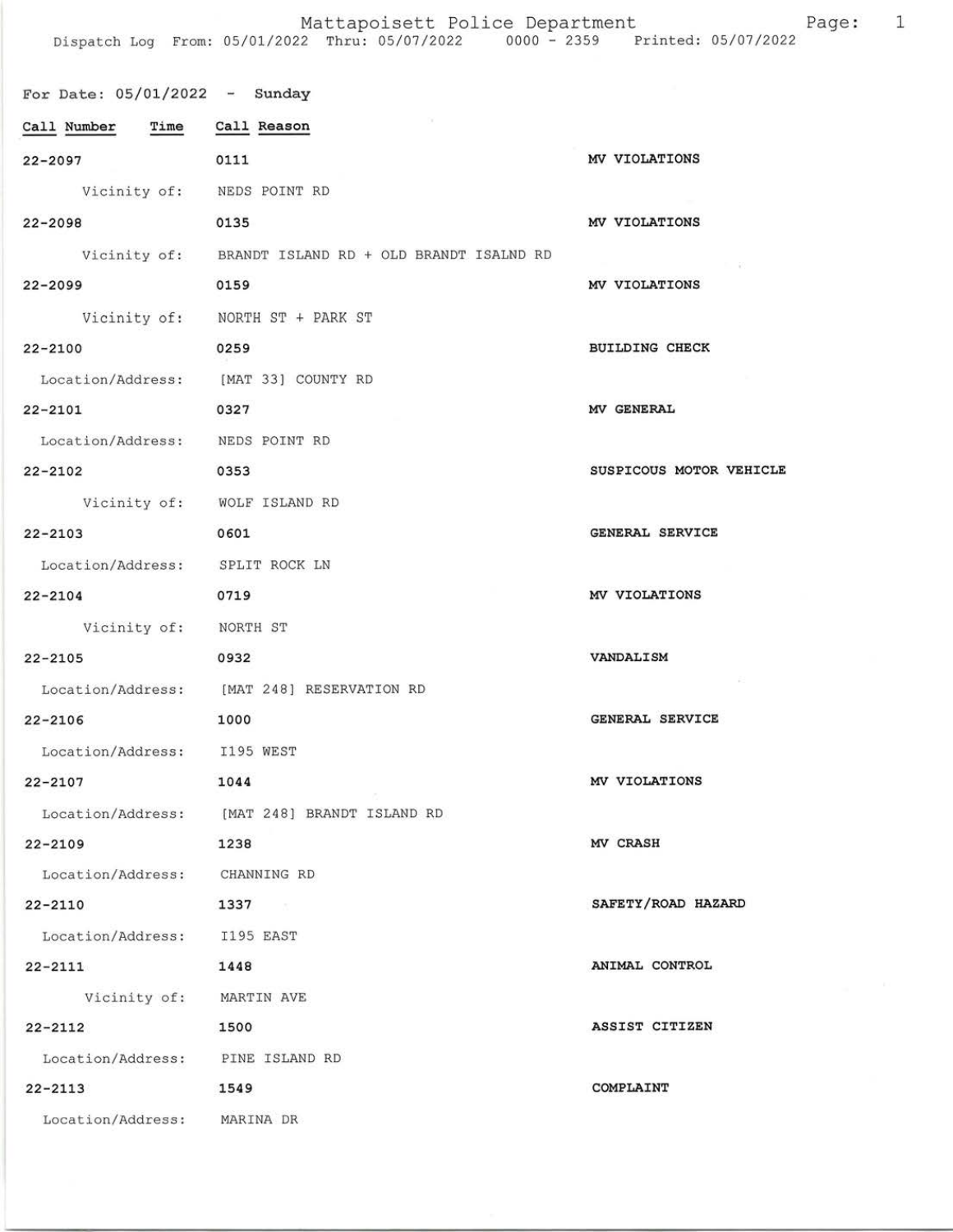# Mattapoisett Police Department

Dispatch Log From: 05/01/2022 Thru: 05/07/2022 0000 - 2359 Printed: 05/07/2022

## For Date: 05/01/2022 - Sunday

| Call Number | Time | Call Reason | |
|---|---|---|---|
| 22-2097 | 0111 | | MV VIOLATIONS |
| Vicinity of: | NEDS POINT RD | | |
| 22-2098 | 0135 | | MV VIOLATIONS |
| Vicinity of: | BRANDT ISLAND RD + OLD BRANDT ISALND RD | | |
| 22-2099 | 0159 | | MV VIOLATIONS |
| Vicinity of: | NORTH ST + PARK ST | | |
| 22-2100 | 0259 | | BUILDING CHECK |
| Location/Address: | [MAT 33] COUNTY RD | | |
| 22-2101 | 0327 | | MV GENERAL |
| Location/Address: | NEDS POINT RD | | |
| 22-2102 | 0353 | | SUSPICOUS MOTOR VEHICLE |
| Vicinity of: | WOLF ISLAND RD | | |
| 22-2103 | 0601 | | GENERAL SERVICE |
| Location/Address: | SPLIT ROCK LN | | |
| 22-2104 | 0719 | | MV VIOLATIONS |
| Vicinity of: | NORTH ST | | |
| 22-2105 | 0932 | | VANDALISM |
| Location/Address: | [MAT 248] RESERVATION RD | | |
| 22-2106 | 1000 | | GENERAL SERVICE |
| Location/Address: | I195 WEST | | |
| 22-2107 | 1044 | | MV VIOLATIONS |
| Location/Address: | [MAT 248] BRANDT ISLAND RD | | |
| 22-2109 | 1238 | | MV CRASH |
| Location/Address: | CHANNING RD | | |
| 22-2110 | 1337 | | SAFETY/ROAD HAZARD |
| Location/Address: | I195 EAST | | |
| 22-2111 | 1448 | | ANIMAL CONTROL |
| Vicinity of: | MARTIN AVE | | |
| 22-2112 | 1500 | | ASSIST CITIZEN |
| Location/Address: | PINE ISLAND RD | | |
| 22-2113 | 1549 | | COMPLAINT |
| Location/Address: | MARINA DR | | |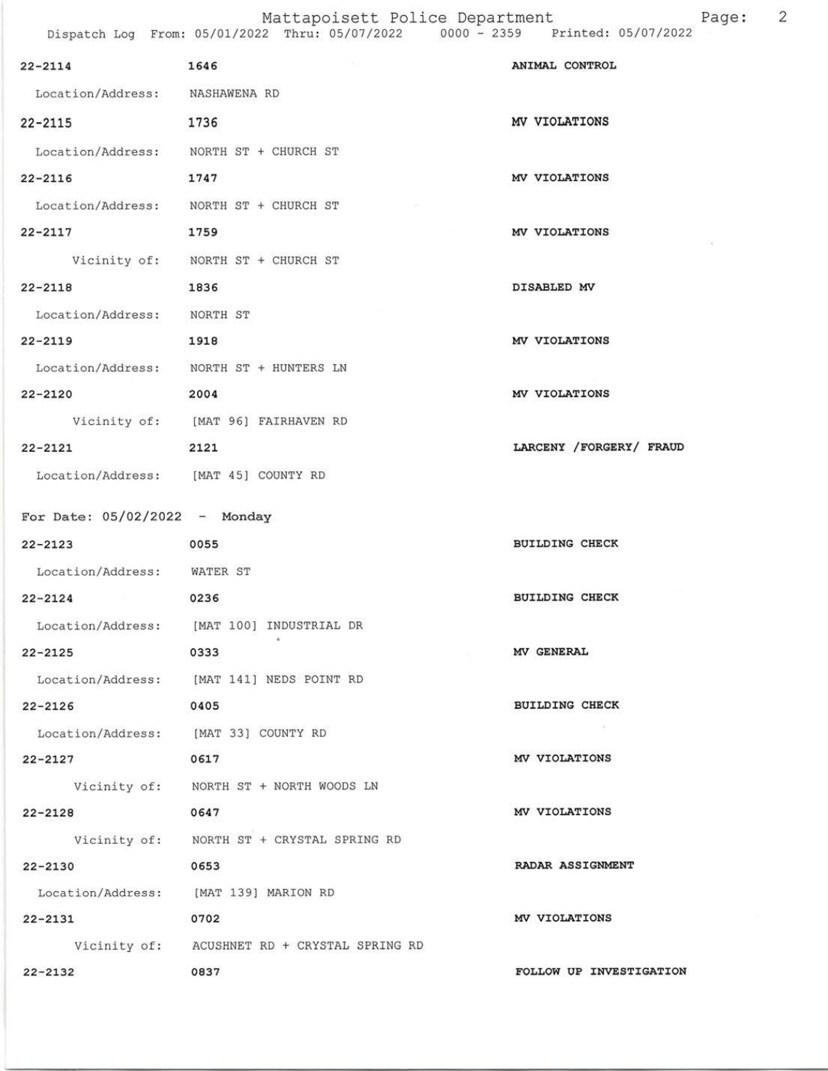22-2114 1646 ANIMAL CONTROL

Location/Address: NASHAWENA RD

22-2115 1736 MV VIOLATIONS

Location/Address: NORTH ST + CHURCH ST

22-2116 1747 MV VIOLATIONS

Location/Address: NORTH ST + CHURCH ST

22-2117 1759 MV VIOLATIONS

Vicinity of: NORTH ST + CHURCH ST

22-2118 1836 DISABLED MV

Location/Address: NORTH ST

22-2119 1918 MV VIOLATIONS

Location/Address: NORTH ST + HUNTERS LN

22-2120 2004 MV VIOLATIONS

Vicinity of: [MAT 96] FAIRHAVEN RD

22-2121 2121 LARCENY /FORGERY/ FRAUD

Location/Address: [MAT 45] COUNTY RD

For Date: 05/02/2022 - Monday

22-2123 0055 BUILDING CHECK

Location/Address: WATER ST

22-2124 0236 BUILDING CHECK

Location/Address: [MAT 100] INDUSTRIAL DR

22-2125 0333 MV GENERAL

Location/Address: [MAT 141] NEDS POINT RD

22-2126 0405 BUILDING CHECK

Location/Address: [MAT 33] COUNTY RD

22-2127 0617 MV VIOLATIONS

Vicinity of: NORTH ST + NORTH WOODS LN

22-2128 0647 MV VIOLATIONS

Vicinity of: NORTH ST + CRYSTAL SPRING RD

22-2130 0653 RADAR ASSIGNMENT

Location/Address: [MAT 139] MARION RD

22-2131 0702 MV VIOLATIONS

Vicinity of: ACUSHNET RD + CRYSTAL SPRING RD

22-2132 0837 FOLLOW UP INVESTIGATION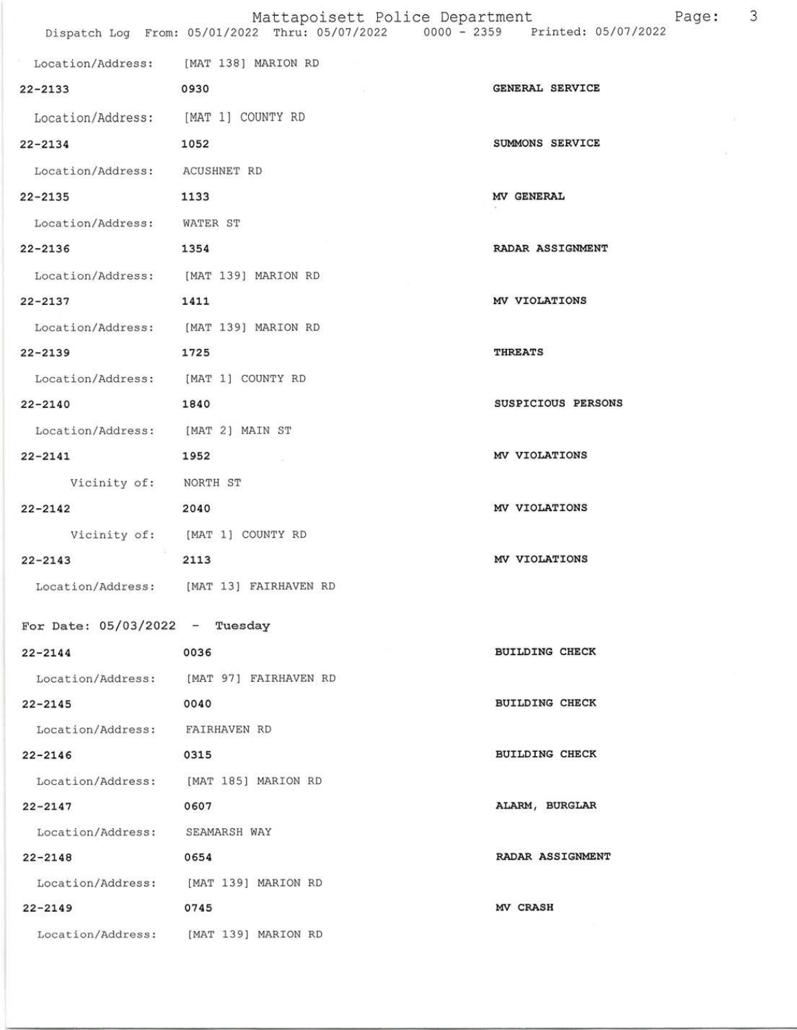Location/Address: [MAT 138] MARION RD

| | | |
|---|---|---|
| 22-2133 | 0930 | GENERAL SERVICE |
| Location/Address: | [MAT 1] COUNTY RD | |
| 22-2134 | 1052 | SUMMONS SERVICE |
| Location/Address: | ACUSHNET RD | |
| 22-2135 | 1133 | MV GENERAL |
| Location/Address: | WATER ST | |
| 22-2136 | 1354 | RADAR ASSIGNMENT |
| Location/Address: | [MAT 139] MARION RD | |
| 22-2137 | 1411 | MV VIOLATIONS |
| Location/Address: | [MAT 139] MARION RD | |
| 22-2139 | 1725 | THREATS |
| Location/Address: | [MAT 1] COUNTY RD | |
| 22-2140 | 1840 | SUSPICIOUS PERSONS |
| Location/Address: | [MAT 2] MAIN ST | |
| 22-2141 | 1952 | MV VIOLATIONS |
| Vicinity of: | NORTH ST | |
| 22-2142 | 2040 | MV VIOLATIONS |
| Vicinity of: | [MAT 1] COUNTY RD | |
| 22-2143 | 2113 | MV VIOLATIONS |
| Location/Address: | [MAT 13] FAIRHAVEN RD | |

For Date: 05/03/2022 - Tuesday

| | | |
|---|---|---|
| 22-2144 | 0036 | BUILDING CHECK |
| Location/Address: | [MAT 97] FAIRHAVEN RD | |
| 22-2145 | 0040 | BUILDING CHECK |
| Location/Address: | FAIRHAVEN RD | |
| 22-2146 | 0315 | BUILDING CHECK |
| Location/Address: | [MAT 185] MARION RD | |
| 22-2147 | 0607 | ALARM, BURGLAR |
| Location/Address: | SEAMARSH WAY | |
| 22-2148 | 0654 | RADAR ASSIGNMENT |
| Location/Address: | [MAT 139] MARION RD | |
| 22-2149 | 0745 | MV CRASH |
| Location/Address: | [MAT 139] MARION RD | |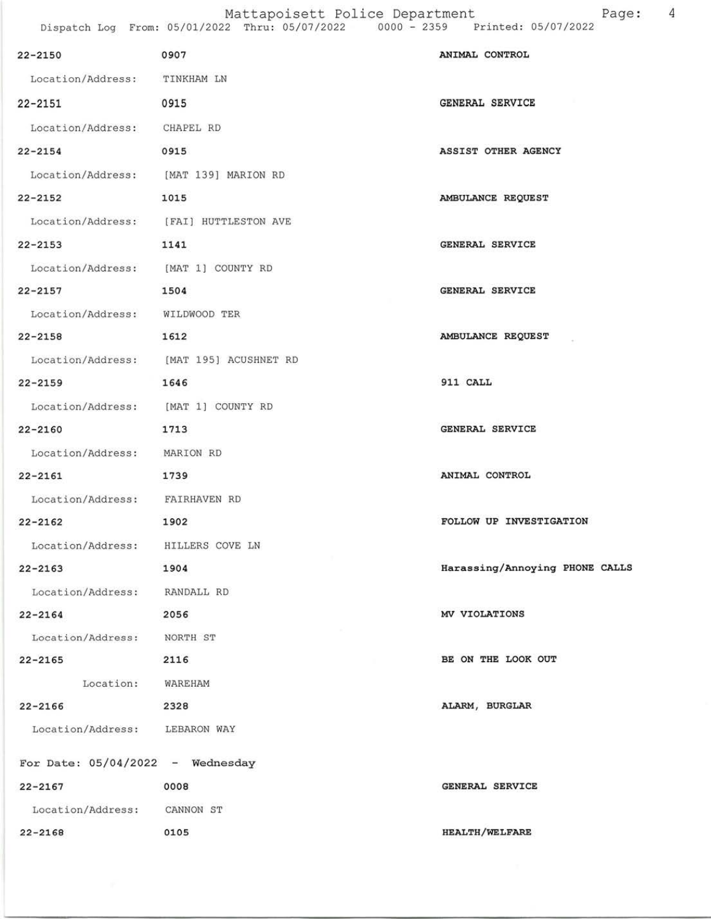| | | |
|---|---|---|
| 22-2150 | 0907 | ANIMAL CONTROL |
| Location/Address: | TINKHAM LN | |
| 22-2151 | 0915 | GENERAL SERVICE |
| Location/Address: | CHAPEL RD | |
| 22-2154 | 0915 | ASSIST OTHER AGENCY |
| Location/Address: | [MAT 139] MARION RD | |
| 22-2152 | 1015 | AMBULANCE REQUEST |
| Location/Address: | [FAI] HUTTLESTON AVE | |
| 22-2153 | 1141 | GENERAL SERVICE |
| Location/Address: | [MAT 1] COUNTY RD | |
| 22-2157 | 1504 | GENERAL SERVICE |
| Location/Address: | WILDWOOD TER | |
| 22-2158 | 1612 | AMBULANCE REQUEST |
| Location/Address: | [MAT 195] ACUSHNET RD | |
| 22-2159 | 1646 | 911 CALL |
| Location/Address: | [MAT 1] COUNTY RD | |
| 22-2160 | 1713 | GENERAL SERVICE |
| Location/Address: | MARION RD | |
| 22-2161 | 1739 | ANIMAL CONTROL |
| Location/Address: | FAIRHAVEN RD | |
| 22-2162 | 1902 | FOLLOW UP INVESTIGATION |
| Location/Address: | HILLERS COVE LN | |
| 22-2163 | 1904 | Harassing/Annoying PHONE CALLS |
| Location/Address: | RANDALL RD | |
| 22-2164 | 2056 | MV VIOLATIONS |
| Location/Address: | NORTH ST | |
| 22-2165 | 2116 | BE ON THE LOOK OUT |
| Location: | WAREHAM | |
| 22-2166 | 2328 | ALARM, BURGLAR |
| Location/Address: | LEBARON WAY | |

For Date: 05/04/2022 - Wednesday

| | | |
|---|---|---|
| 22-2167 | 0008 | GENERAL SERVICE |
| Location/Address: | CANNON ST | |
| 22-2168 | 0105 | HEALTH/WELFARE |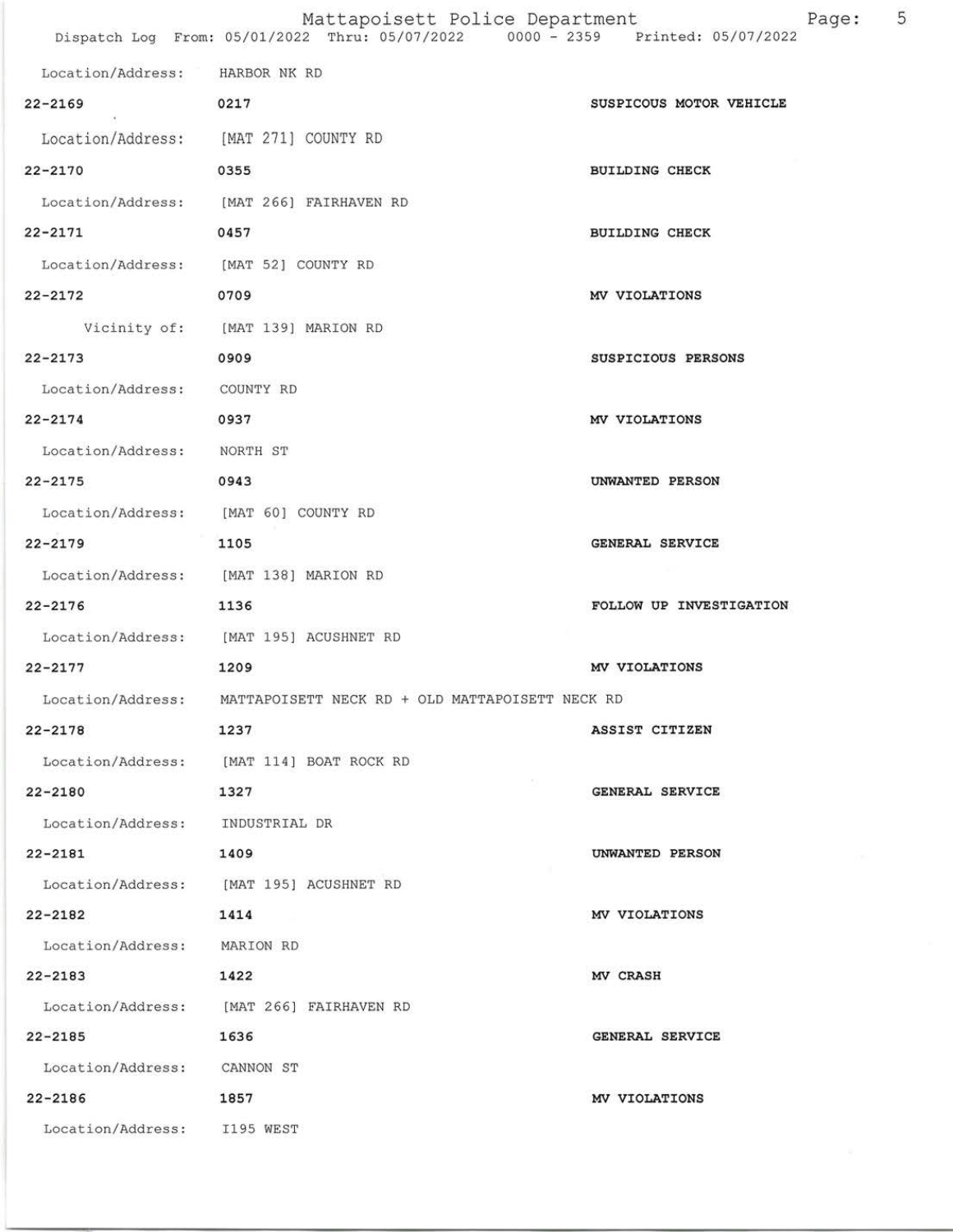Location/Address: HARBOR NK RD

| | | |
|---|---|---|
| 22-2169 | 0217 | SUSPICOUS MOTOR VEHICLE |
| Location/Address: | [MAT 271] COUNTY RD | |
| 22-2170 | 0355 | BUILDING CHECK |
| Location/Address: | [MAT 266] FAIRHAVEN RD | |
| 22-2171 | 0457 | BUILDING CHECK |
| Location/Address: | [MAT 52] COUNTY RD | |
| 22-2172 | 0709 | MV VIOLATIONS |
| Vicinity of: | [MAT 139] MARION RD | |
| 22-2173 | 0909 | SUSPICIOUS PERSONS |
| Location/Address: | COUNTY RD | |
| 22-2174 | 0937 | MV VIOLATIONS |
| Location/Address: | NORTH ST | |
| 22-2175 | 0943 | UNWANTED PERSON |
| Location/Address: | [MAT 60] COUNTY RD | |
| 22-2179 | 1105 | GENERAL SERVICE |
| Location/Address: | [MAT 138] MARION RD | |
| 22-2176 | 1136 | FOLLOW UP INVESTIGATION |
| Location/Address: | [MAT 195] ACUSHNET RD | |
| 22-2177 | 1209 | MV VIOLATIONS |
| Location/Address: | MATTAPOISETT NECK RD + OLD MATTAPOISETT NECK RD | |
| 22-2178 | 1237 | ASSIST CITIZEN |
| Location/Address: | [MAT 114] BOAT ROCK RD | |
| 22-2180 | 1327 | GENERAL SERVICE |
| Location/Address: | INDUSTRIAL DR | |
| 22-2181 | 1409 | UNWANTED PERSON |
| Location/Address: | [MAT 195] ACUSHNET RD | |
| 22-2182 | 1414 | MV VIOLATIONS |
| Location/Address: | MARION RD | |
| 22-2183 | 1422 | MV CRASH |
| Location/Address: | [MAT 266] FAIRHAVEN RD | |
| 22-2185 | 1636 | GENERAL SERVICE |
| Location/Address: | CANNON ST | |
| 22-2186 | 1857 | MV VIOLATIONS |
| Location/Address: | I195 WEST | |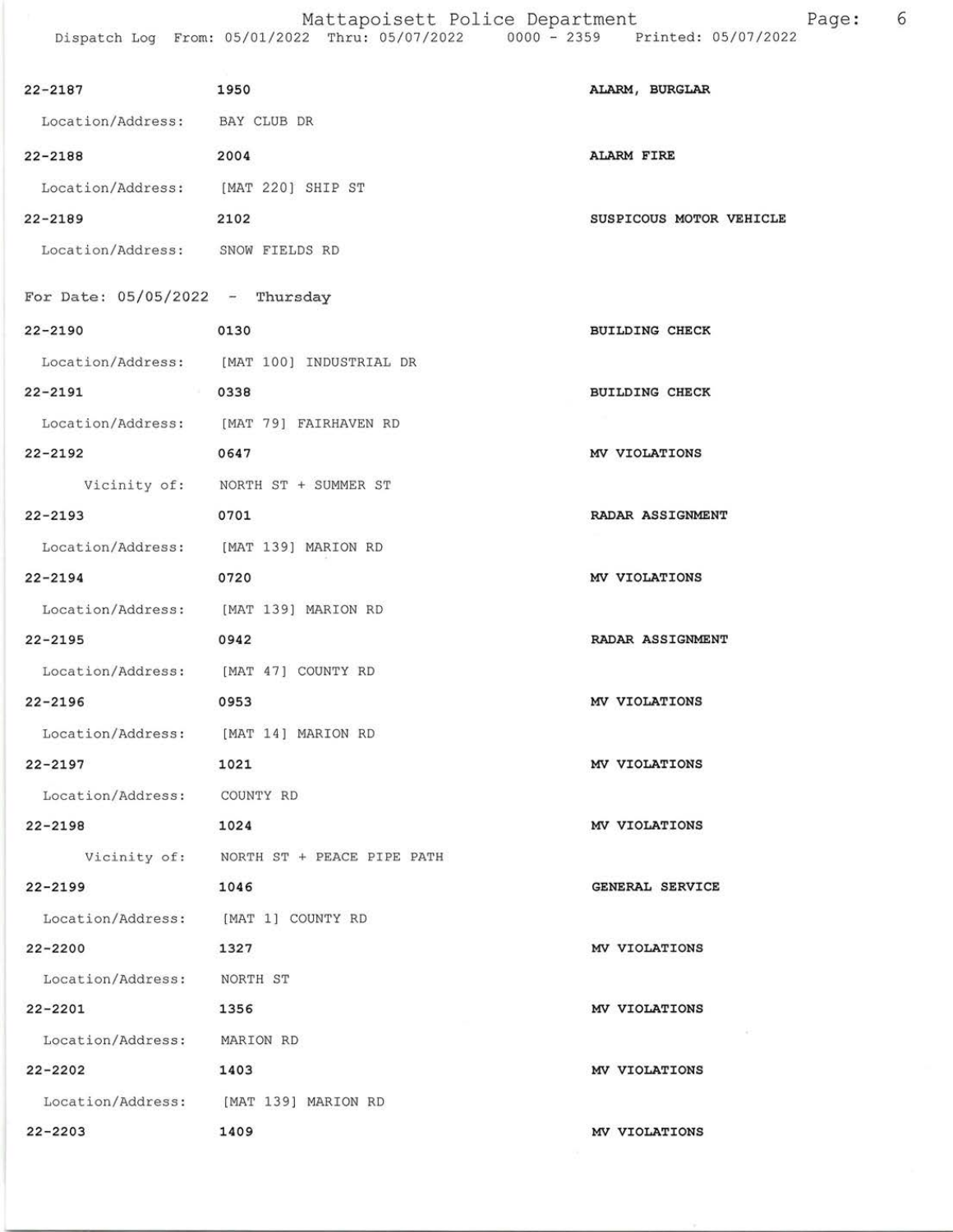| | | |
|---|---|---|
| 22-2187 | 1950 | ALARM, BURGLAR |
| Location/Address: | BAY CLUB DR | |
| 22-2188 | 2004 | ALARM FIRE |
| Location/Address: | [MAT 220] SHIP ST | |
| 22-2189 | 2102 | SUSPICOUS MOTOR VEHICLE |
| Location/Address: | SNOW FIELDS RD | |

For Date: 05/05/2022 - Thursday

| | | |
|---|---|---|
| 22-2190 | 0130 | BUILDING CHECK |
| Location/Address: | [MAT 100] INDUSTRIAL DR | |
| 22-2191 | 0338 | BUILDING CHECK |
| Location/Address: | [MAT 79] FAIRHAVEN RD | |
| 22-2192 | 0647 | MV VIOLATIONS |
| Vicinity of: | NORTH ST + SUMMER ST | |
| 22-2193 | 0701 | RADAR ASSIGNMENT |
| Location/Address: | [MAT 139] MARION RD | |
| 22-2194 | 0720 | MV VIOLATIONS |
| Location/Address: | [MAT 139] MARION RD | |
| 22-2195 | 0942 | RADAR ASSIGNMENT |
| Location/Address: | [MAT 47] COUNTY RD | |
| 22-2196 | 0953 | MV VIOLATIONS |
| Location/Address: | [MAT 14] MARION RD | |
| 22-2197 | 1021 | MV VIOLATIONS |
| Location/Address: | COUNTY RD | |
| 22-2198 | 1024 | MV VIOLATIONS |
| Vicinity of: | NORTH ST + PEACE PIPE PATH | |
| 22-2199 | 1046 | GENERAL SERVICE |
| Location/Address: | [MAT 1] COUNTY RD | |
| 22-2200 | 1327 | MV VIOLATIONS |
| Location/Address: | NORTH ST | |
| 22-2201 | 1356 | MV VIOLATIONS |
| Location/Address: | MARION RD | |
| 22-2202 | 1403 | MV VIOLATIONS |
| Location/Address: | [MAT 139] MARION RD | |
| 22-2203 | 1409 | MV VIOLATIONS |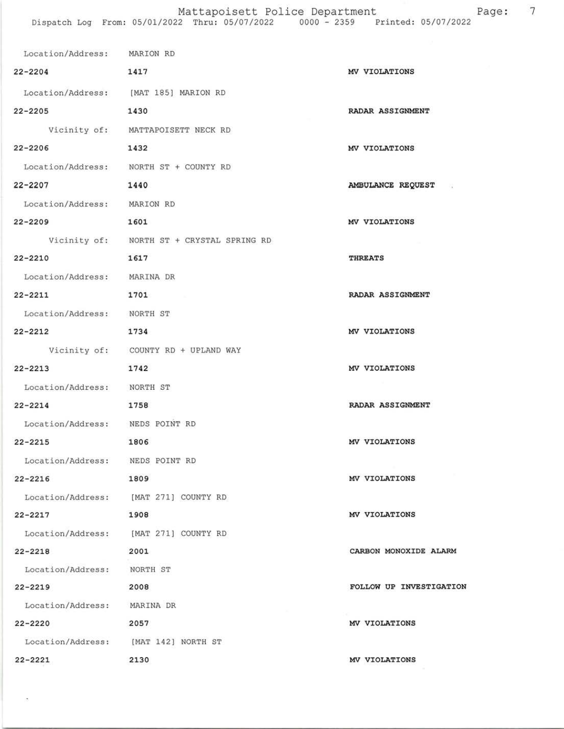Location/Address: MARION RD

**22-2204** **1417** **MV VIOLATIONS**

Location/Address: [MAT 185] MARION RD

**22-2205** **1430** **RADAR ASSIGNMENT**

Vicinity of: MATTAPOISETT NECK RD

**22-2206** **1432** **MV VIOLATIONS**

Location/Address: NORTH ST + COUNTY RD

**22-2207** **1440** **AMBULANCE REQUEST**

Location/Address: MARION RD

**22-2209** **1601** **MV VIOLATIONS**

Vicinity of: NORTH ST + CRYSTAL SPRING RD

**22-2210** **1617** **THREATS**

Location/Address: MARINA DR

**22-2211** **1701** **RADAR ASSIGNMENT**

Location/Address: NORTH ST

**22-2212** **1734** **MV VIOLATIONS**

Vicinity of: COUNTY RD + UPLAND WAY

**22-2213** **1742** **MV VIOLATIONS**

Location/Address: NORTH ST

**22-2214** **1758** **RADAR ASSIGNMENT**

Location/Address: NEDS POINT RD

**22-2215** **1806** **MV VIOLATIONS**

Location/Address: NEDS POINT RD

**22-2216** **1809** **MV VIOLATIONS**

Location/Address: [MAT 271] COUNTY RD

**22-2217** **1908** **MV VIOLATIONS**

Location/Address: [MAT 271] COUNTY RD

**22-2218** **2001** **CARBON MONOXIDE ALARM**

Location/Address: NORTH ST

**22-2219** **2008** **FOLLOW UP INVESTIGATION**

Location/Address: MARINA DR

**22-2220** **2057** **MV VIOLATIONS**

Location/Address: [MAT 142] NORTH ST

**22-2221** **2130** **MV VIOLATIONS**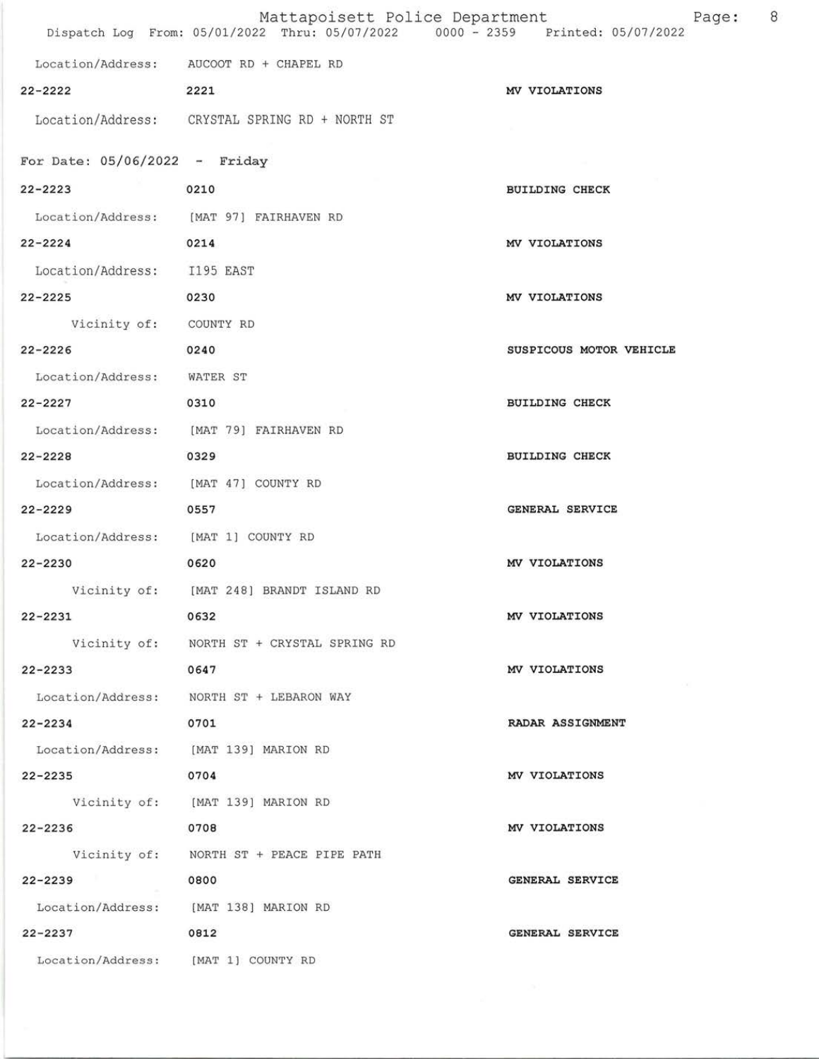Location/Address: AUCOOT RD + CHAPEL RD

| | | |
|---|---|---|
| 22-2222 | 2221 | MV VIOLATIONS |

Location/Address: CRYSTAL SPRING RD + NORTH ST

## For Date: 05/06/2022 - Friday

| | | |
|---|---|---|
| 22-2223 | 0210 | BUILDING CHECK |
| Location/Address: | [MAT 97] FAIRHAVEN RD | |
| 22-2224 | 0214 | MV VIOLATIONS |
| Location/Address: | I195 EAST | |
| 22-2225 | 0230 | MV VIOLATIONS |
| Vicinity of: | COUNTY RD | |
| 22-2226 | 0240 | SUSPICOUS MOTOR VEHICLE |
| Location/Address: | WATER ST | |
| 22-2227 | 0310 | BUILDING CHECK |
| Location/Address: | [MAT 79] FAIRHAVEN RD | |
| 22-2228 | 0329 | BUILDING CHECK |
| Location/Address: | [MAT 47] COUNTY RD | |
| 22-2229 | 0557 | GENERAL SERVICE |
| Location/Address: | [MAT 1] COUNTY RD | |
| 22-2230 | 0620 | MV VIOLATIONS |
| Vicinity of: | [MAT 248] BRANDT ISLAND RD | |
| 22-2231 | 0632 | MV VIOLATIONS |
| Vicinity of: | NORTH ST + CRYSTAL SPRING RD | |
| 22-2233 | 0647 | MV VIOLATIONS |
| Location/Address: | NORTH ST + LEBARON WAY | |
| 22-2234 | 0701 | RADAR ASSIGNMENT |
| Location/Address: | [MAT 139] MARION RD | |
| 22-2235 | 0704 | MV VIOLATIONS |
| Vicinity of: | [MAT 139] MARION RD | |
| 22-2236 | 0708 | MV VIOLATIONS |
| Vicinity of: | NORTH ST + PEACE PIPE PATH | |
| 22-2239 | 0800 | GENERAL SERVICE |
| Location/Address: | [MAT 138] MARION RD | |
| 22-2237 | 0812 | GENERAL SERVICE |
| Location/Address: | [MAT 1] COUNTY RD | |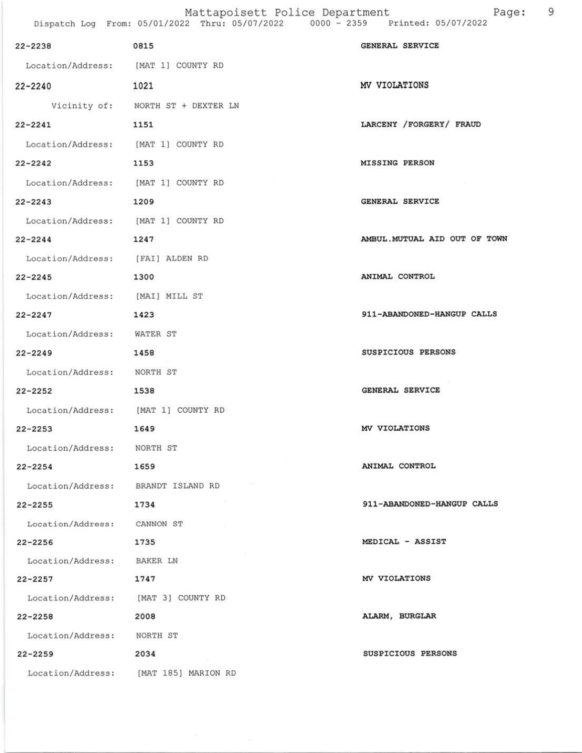Mattapoisett Police Department
Dispatch Log From: 05/01/2022 Thru: 05/07/2022 0000 - 2359 Printed: 05/07/2022

**22-2238** 0815 GENERAL SERVICE
Location/Address: [MAT 1] COUNTY RD

**22-2240** 1021 MV VIOLATIONS
Vicinity of: NORTH ST + DEXTER LN

**22-2241** 1151 LARCENY /FORGERY/ FRAUD
Location/Address: [MAT 1] COUNTY RD

**22-2242** 1153 MISSING PERSON
Location/Address: [MAT 1] COUNTY RD

**22-2243** 1209 GENERAL SERVICE
Location/Address: [MAT 1] COUNTY RD

**22-2244** 1247 AMBUL.MUTUAL AID OUT OF TOWN
Location/Address: [FAI] ALDEN RD

**22-2245** 1300 ANIMAL CONTROL
Location/Address: [MAI] MILL ST

**22-2247** 1423 911-ABANDONED-HANGUP CALLS
Location/Address: WATER ST

**22-2249** 1458 SUSPICIOUS PERSONS
Location/Address: NORTH ST

**22-2252** 1538 GENERAL SERVICE
Location/Address: [MAT 1] COUNTY RD

**22-2253** 1649 MV VIOLATIONS
Location/Address: NORTH ST

**22-2254** 1659 ANIMAL CONTROL
Location/Address: BRANDT ISLAND RD

**22-2255** 1734 911-ABANDONED-HANGUP CALLS
Location/Address: CANNON ST

**22-2256** 1735 MEDICAL - ASSIST
Location/Address: BAKER LN

**22-2257** 1747 MV VIOLATIONS
Location/Address: [MAT 3] COUNTY RD

**22-2258** 2008 ALARM, BURGLAR
Location/Address: NORTH ST

**22-2259** 2034 SUSPICIOUS PERSONS
Location/Address: [MAT 185] MARION RD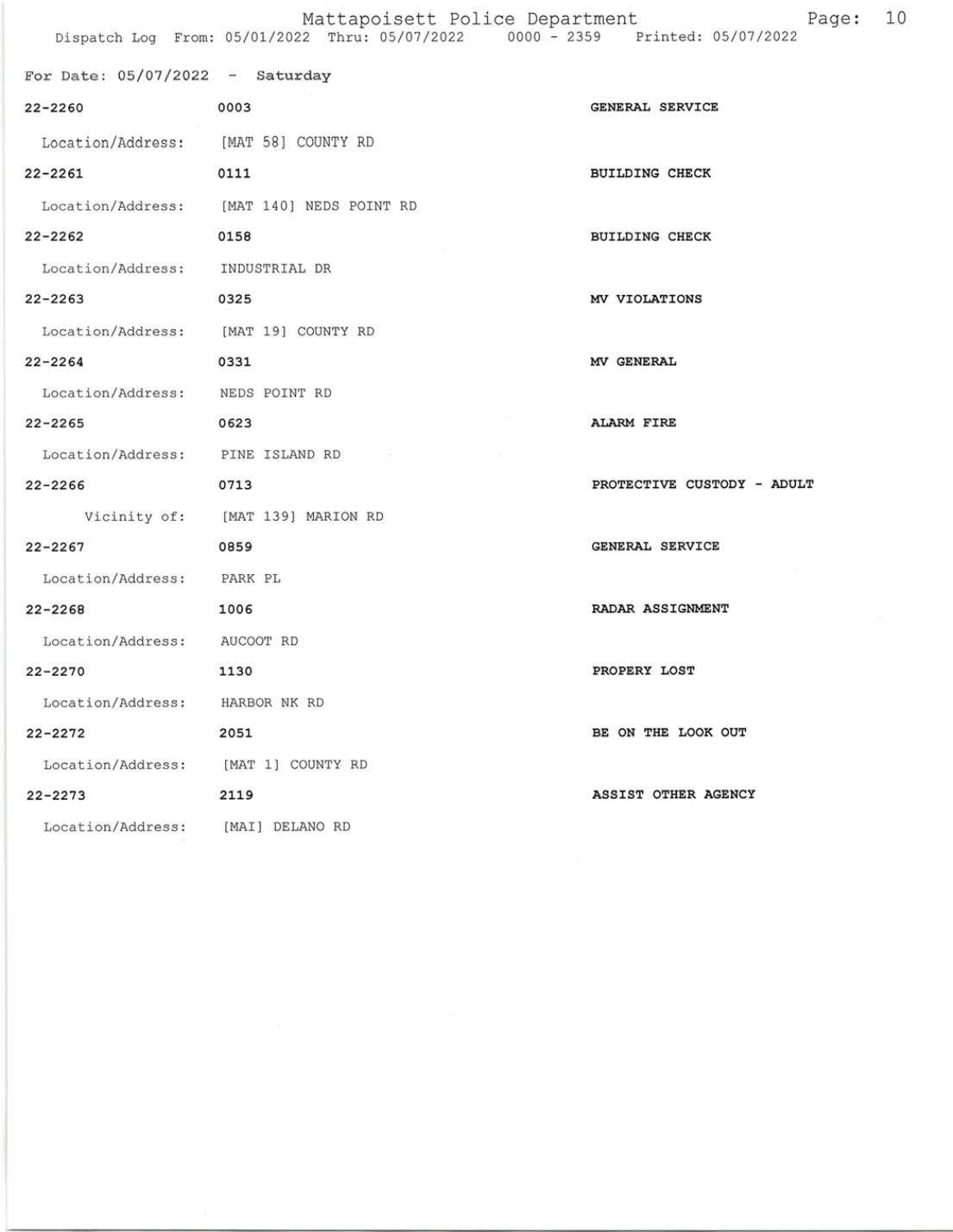Mattapoisett Police Department
Dispatch Log From: 05/01/2022 Thru: 05/07/2022 0000 - 2359 Printed: 05/07/2022

For Date: 05/07/2022 - Saturday

**22-2260** 0003 **GENERAL SERVICE**
Location/Address: [MAT 58] COUNTY RD

**22-2261** 0111 **BUILDING CHECK**
Location/Address: [MAT 140] NEDS POINT RD

**22-2262** 0158 **BUILDING CHECK**
Location/Address: INDUSTRIAL DR

**22-2263** 0325 **MV VIOLATIONS**
Location/Address: [MAT 19] COUNTY RD

**22-2264** 0331 **MV GENERAL**
Location/Address: NEDS POINT RD

**22-2265** 0623 **ALARM FIRE**
Location/Address: PINE ISLAND RD

**22-2266** 0713 **PROTECTIVE CUSTODY - ADULT**
Vicinity of: [MAT 139] MARION RD

**22-2267** 0859 **GENERAL SERVICE**
Location/Address: PARK PL

**22-2268** 1006 **RADAR ASSIGNMENT**
Location/Address: AUCOOT RD

**22-2270** 1130 **PROPERY LOST**
Location/Address: HARBOR NK RD

**22-2272** 2051 **BE ON THE LOOK OUT**
Location/Address: [MAT 1] COUNTY RD

**22-2273** 2119 **ASSIST OTHER AGENCY**
Location/Address: [MAI] DELANO RD